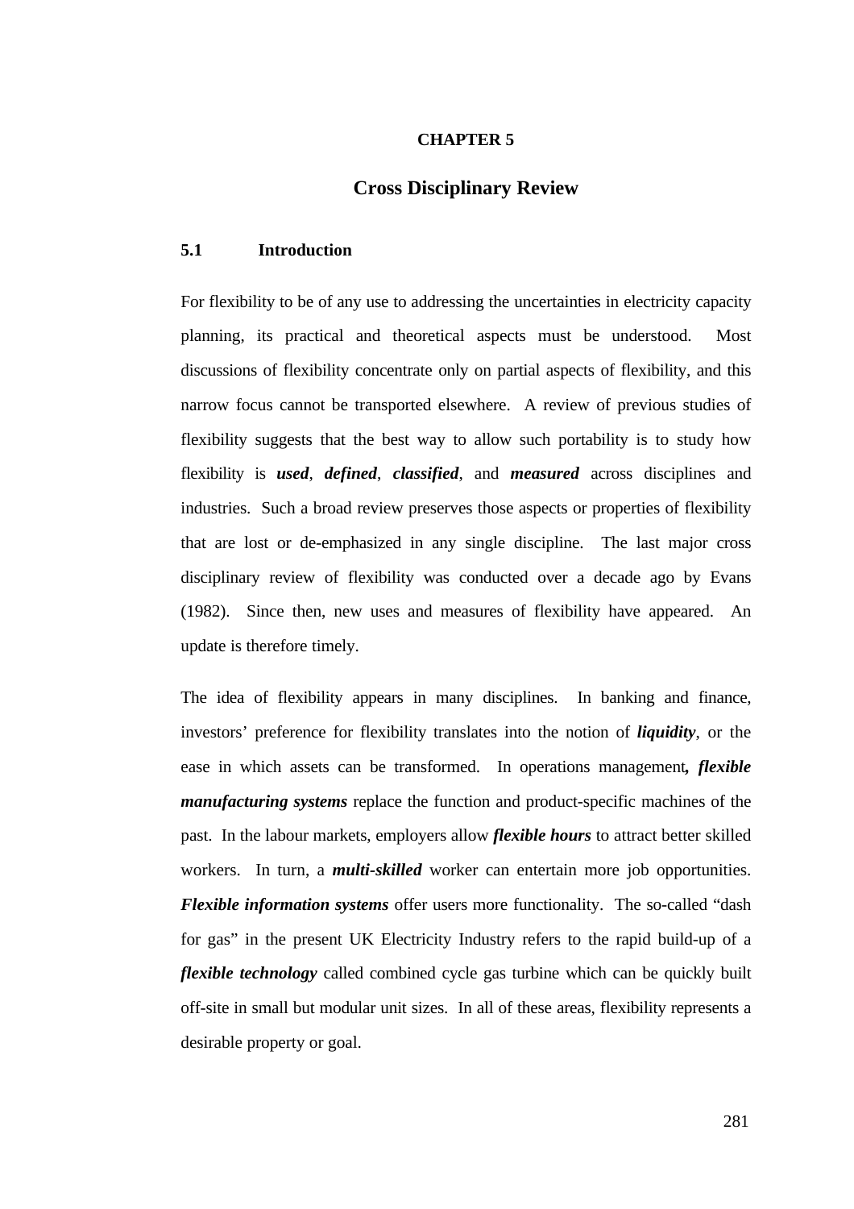# CHAPTER 5

## Cross Disciplinary Review

### 5.1 Introduction

For flexibility to be of any use to addressing the uncertainties in electricity capacity planning, its practical and theoretical aspects must be understood. Most discussions of flexibility concentrate only on partial aspects of flexibility, and this narrow focus cannot be transported elsewhere. A review of previous studies of flexibility suggests that the best way to allow such portability is to study how flexibility is ***used***, ***defined***, ***classified***, and ***measured*** across disciplines and industries. Such a broad review preserves those aspects or properties of flexibility that are lost or de-emphasized in any single discipline. The last major cross disciplinary review of flexibility was conducted over a decade ago by Evans (1982). Since then, new uses and measures of flexibility have appeared. An update is therefore timely.

The idea of flexibility appears in many disciplines. In banking and finance, investors' preference for flexibility translates into the notion of ***liquidity***, or the ease in which assets can be transformed. In operations management***, flexible manufacturing systems*** replace the function and product-specific machines of the past. In the labour markets, employers allow ***flexible hours*** to attract better skilled workers. In turn, a ***multi-skilled*** worker can entertain more job opportunities. ***Flexible information systems*** offer users more functionality. The so-called "dash for gas" in the present UK Electricity Industry refers to the rapid build-up of a ***flexible technology*** called combined cycle gas turbine which can be quickly built off-site in small but modular unit sizes. In all of these areas, flexibility represents a desirable property or goal.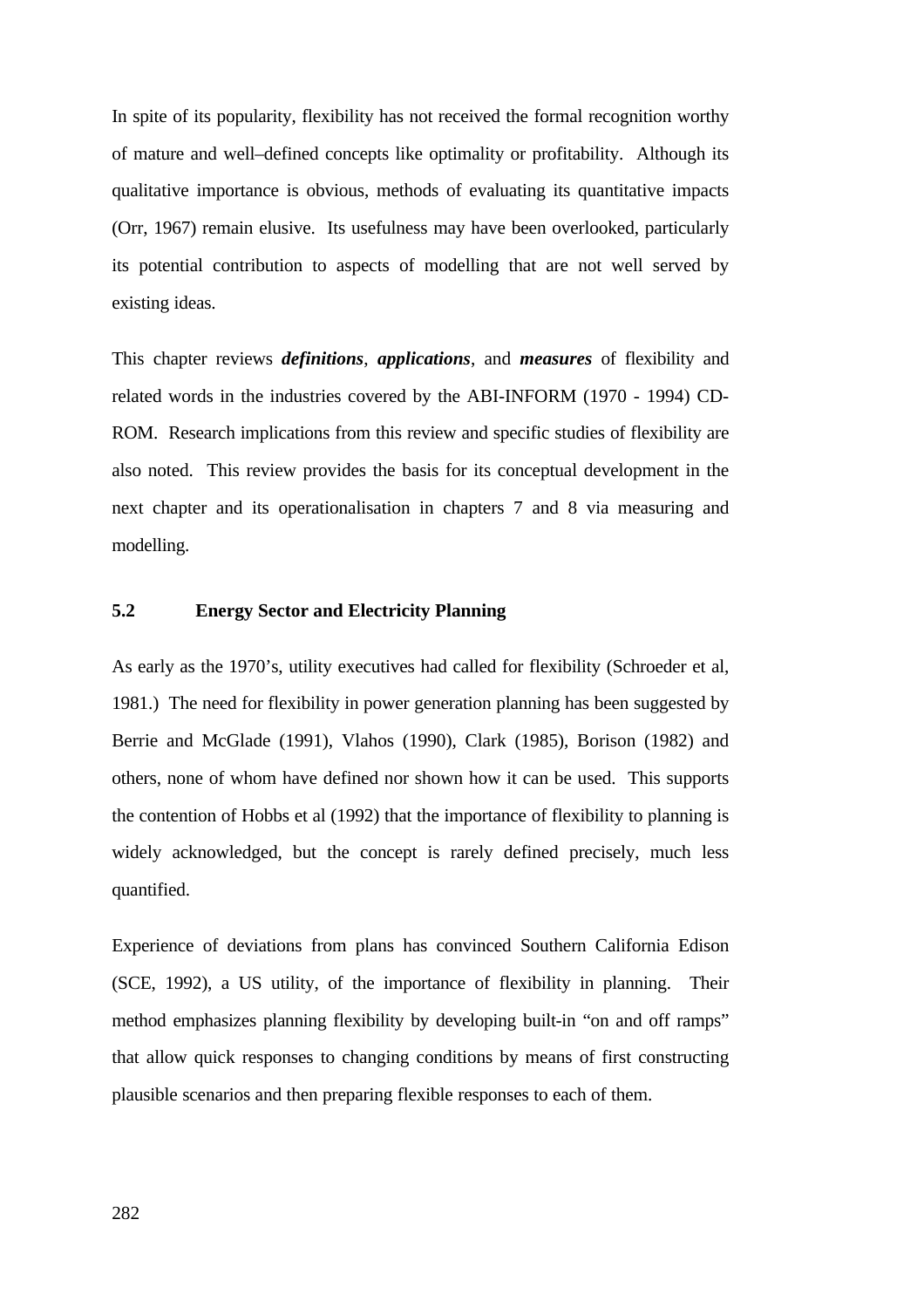In spite of its popularity, flexibility has not received the formal recognition worthy of mature and well–defined concepts like optimality or profitability. Although its qualitative importance is obvious, methods of evaluating its quantitative impacts (Orr, 1967) remain elusive. Its usefulness may have been overlooked, particularly its potential contribution to aspects of modelling that are not well served by existing ideas.

This chapter reviews ***definitions***, ***applications***, and ***measures*** of flexibility and related words in the industries covered by the ABI-INFORM (1970 - 1994) CD-ROM. Research implications from this review and specific studies of flexibility are also noted. This review provides the basis for its conceptual development in the next chapter and its operationalisation in chapters 7 and 8 via measuring and modelling.

### 5.2 Energy Sector and Electricity Planning

As early as the 1970's, utility executives had called for flexibility (Schroeder et al, 1981.) The need for flexibility in power generation planning has been suggested by Berrie and McGlade (1991), Vlahos (1990), Clark (1985), Borison (1982) and others, none of whom have defined nor shown how it can be used. This supports the contention of Hobbs et al (1992) that the importance of flexibility to planning is widely acknowledged, but the concept is rarely defined precisely, much less quantified.

Experience of deviations from plans has convinced Southern California Edison (SCE, 1992), a US utility, of the importance of flexibility in planning. Their method emphasizes planning flexibility by developing built-in "on and off ramps" that allow quick responses to changing conditions by means of first constructing plausible scenarios and then preparing flexible responses to each of them.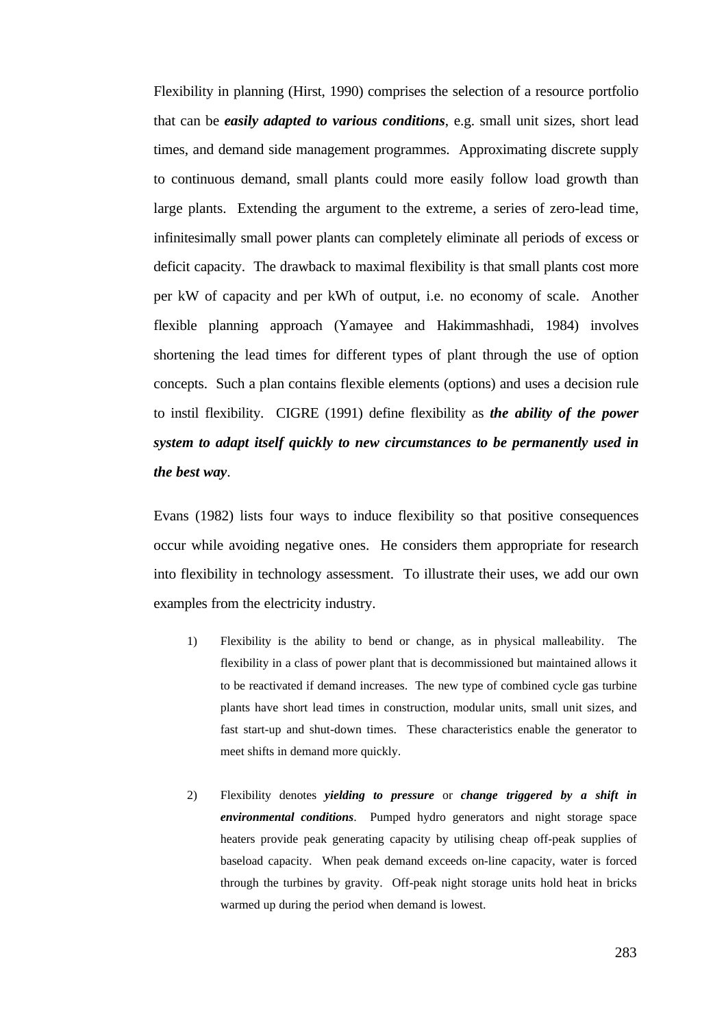Flexibility in planning (Hirst, 1990) comprises the selection of a resource portfolio that can be ***easily adapted to various conditions***, e.g. small unit sizes, short lead times, and demand side management programmes. Approximating discrete supply to continuous demand, small plants could more easily follow load growth than large plants. Extending the argument to the extreme, a series of zero-lead time, infinitesimally small power plants can completely eliminate all periods of excess or deficit capacity. The drawback to maximal flexibility is that small plants cost more per kW of capacity and per kWh of output, i.e. no economy of scale. Another flexible planning approach (Yamayee and Hakimmashhadi, 1984) involves shortening the lead times for different types of plant through the use of option concepts. Such a plan contains flexible elements (options) and uses a decision rule to instil flexibility. CIGRE (1991) define flexibility as ***the ability of the power system to adapt itself quickly to new circumstances to be permanently used in the best way***.

Evans (1982) lists four ways to induce flexibility so that positive consequences occur while avoiding negative ones. He considers them appropriate for research into flexibility in technology assessment. To illustrate their uses, we add our own examples from the electricity industry.

1) Flexibility is the ability to bend or change, as in physical malleability. The flexibility in a class of power plant that is decommissioned but maintained allows it to be reactivated if demand increases. The new type of combined cycle gas turbine plants have short lead times in construction, modular units, small unit sizes, and fast start-up and shut-down times. These characteristics enable the generator to meet shifts in demand more quickly.

2) Flexibility denotes ***yielding to pressure*** or ***change triggered by a shift in environmental conditions***. Pumped hydro generators and night storage space heaters provide peak generating capacity by utilising cheap off-peak supplies of baseload capacity. When peak demand exceeds on-line capacity, water is forced through the turbines by gravity. Off-peak night storage units hold heat in bricks warmed up during the period when demand is lowest.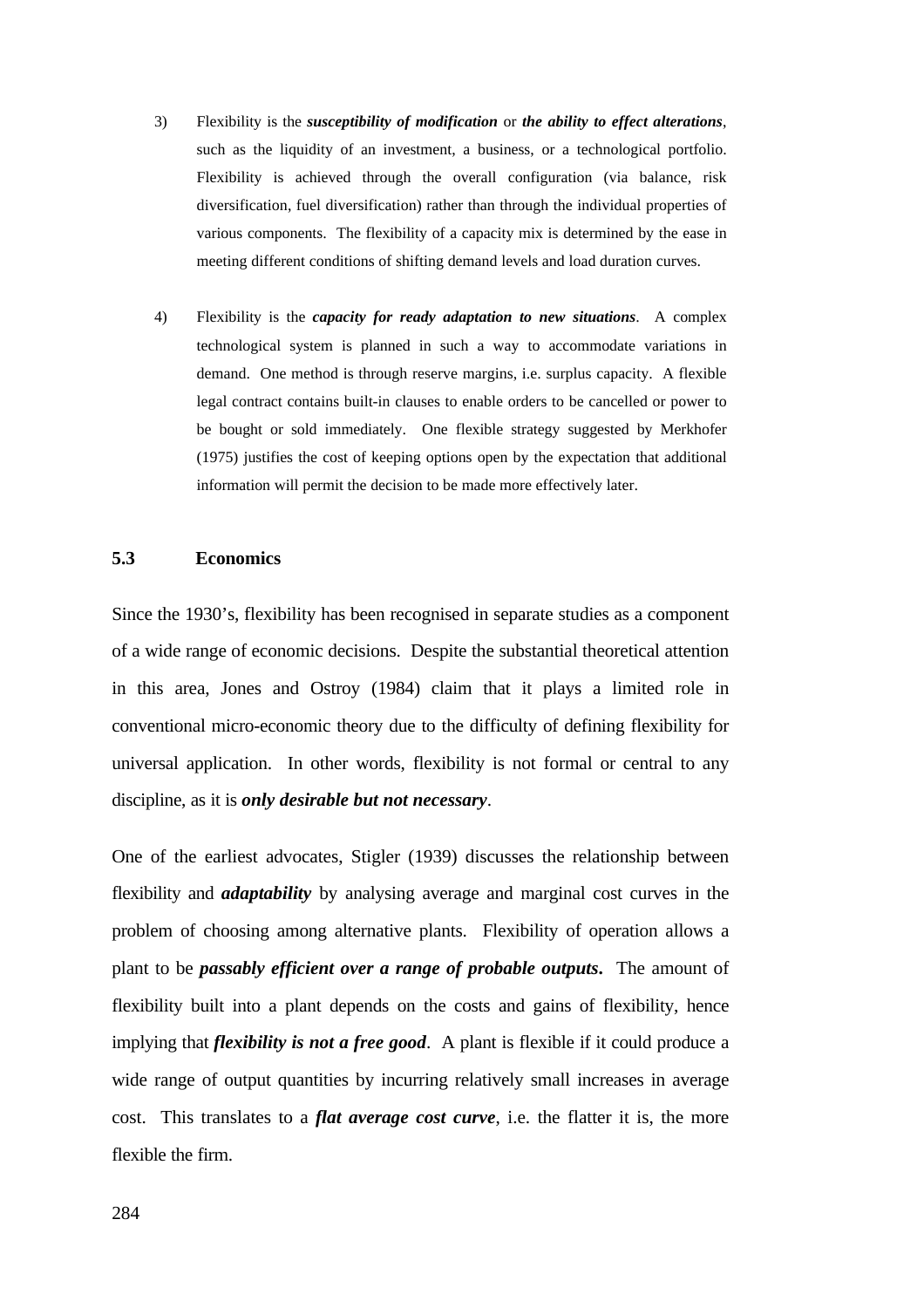3) Flexibility is the ***susceptibility of modification*** or ***the ability to effect alterations***, such as the liquidity of an investment, a business, or a technological portfolio. Flexibility is achieved through the overall configuration (via balance, risk diversification, fuel diversification) rather than through the individual properties of various components. The flexibility of a capacity mix is determined by the ease in meeting different conditions of shifting demand levels and load duration curves.

4) Flexibility is the ***capacity for ready adaptation to new situations***. A complex technological system is planned in such a way to accommodate variations in demand. One method is through reserve margins, i.e. surplus capacity. A flexible legal contract contains built-in clauses to enable orders to be cancelled or power to be bought or sold immediately. One flexible strategy suggested by Merkhofer (1975) justifies the cost of keeping options open by the expectation that additional information will permit the decision to be made more effectively later.

## 5.3 Economics

Since the 1930's, flexibility has been recognised in separate studies as a component of a wide range of economic decisions. Despite the substantial theoretical attention in this area, Jones and Ostroy (1984) claim that it plays a limited role in conventional micro-economic theory due to the difficulty of defining flexibility for universal application. In other words, flexibility is not formal or central to any discipline, as it is ***only desirable but not necessary***.

One of the earliest advocates, Stigler (1939) discusses the relationship between flexibility and ***adaptability*** by analysing average and marginal cost curves in the problem of choosing among alternative plants. Flexibility of operation allows a plant to be ***passably efficient over a range of probable outputs***. The amount of flexibility built into a plant depends on the costs and gains of flexibility, hence implying that ***flexibility is not a free good***. A plant is flexible if it could produce a wide range of output quantities by incurring relatively small increases in average cost. This translates to a ***flat average cost curve***, i.e. the flatter it is, the more flexible the firm.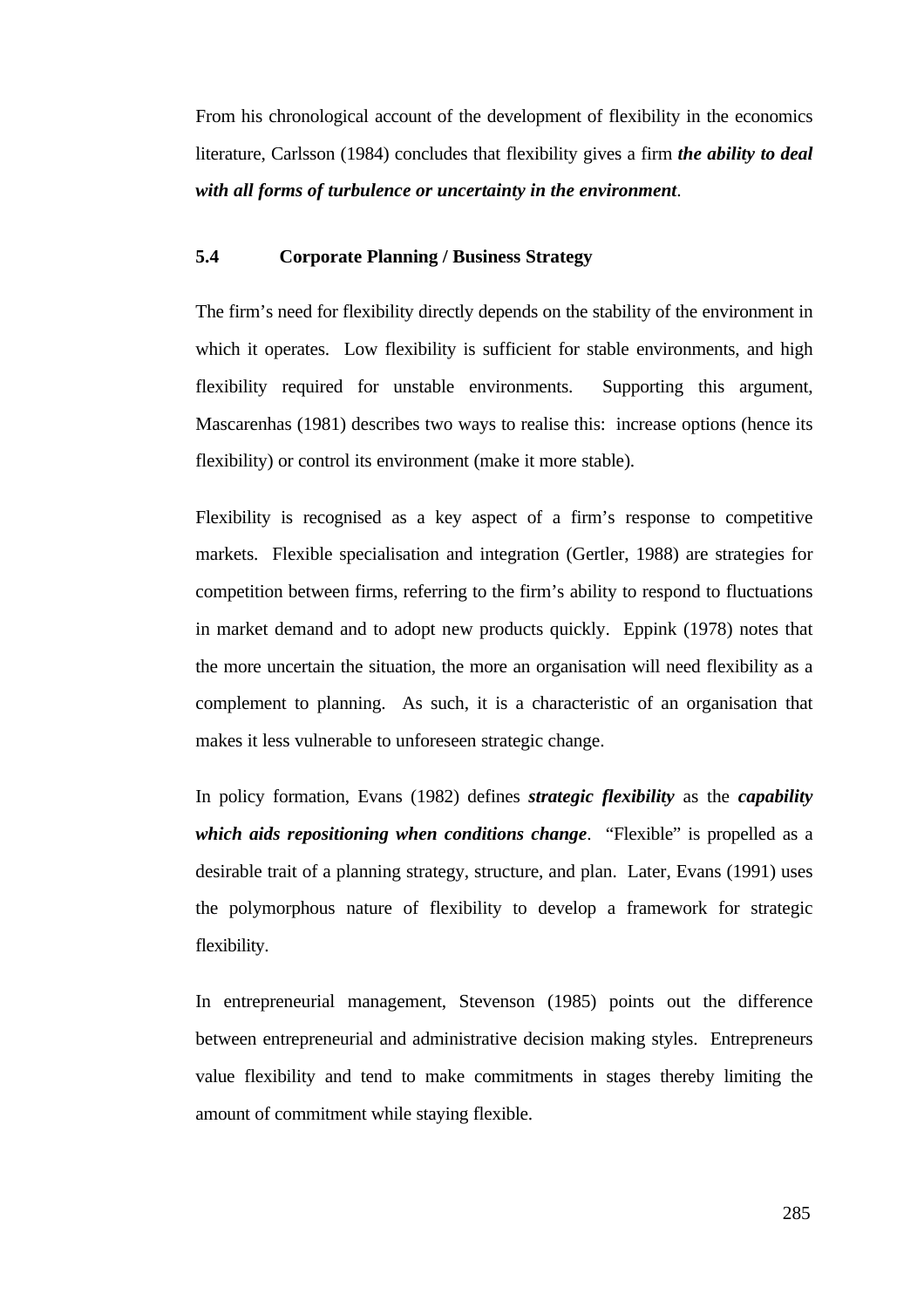From his chronological account of the development of flexibility in the economics literature, Carlsson (1984) concludes that flexibility gives a firm ***the ability to deal with all forms of turbulence or uncertainty in the environment***.

## 5.4 Corporate Planning / Business Strategy

The firm's need for flexibility directly depends on the stability of the environment in which it operates. Low flexibility is sufficient for stable environments, and high flexibility required for unstable environments. Supporting this argument, Mascarenhas (1981) describes two ways to realise this: increase options (hence its flexibility) or control its environment (make it more stable).

Flexibility is recognised as a key aspect of a firm's response to competitive markets. Flexible specialisation and integration (Gertler, 1988) are strategies for competition between firms, referring to the firm's ability to respond to fluctuations in market demand and to adopt new products quickly. Eppink (1978) notes that the more uncertain the situation, the more an organisation will need flexibility as a complement to planning. As such, it is a characteristic of an organisation that makes it less vulnerable to unforeseen strategic change.

In policy formation, Evans (1982) defines ***strategic flexibility*** as the ***capability which aids repositioning when conditions change***. "Flexible" is propelled as a desirable trait of a planning strategy, structure, and plan. Later, Evans (1991) uses the polymorphous nature of flexibility to develop a framework for strategic flexibility.

In entrepreneurial management, Stevenson (1985) points out the difference between entrepreneurial and administrative decision making styles. Entrepreneurs value flexibility and tend to make commitments in stages thereby limiting the amount of commitment while staying flexible.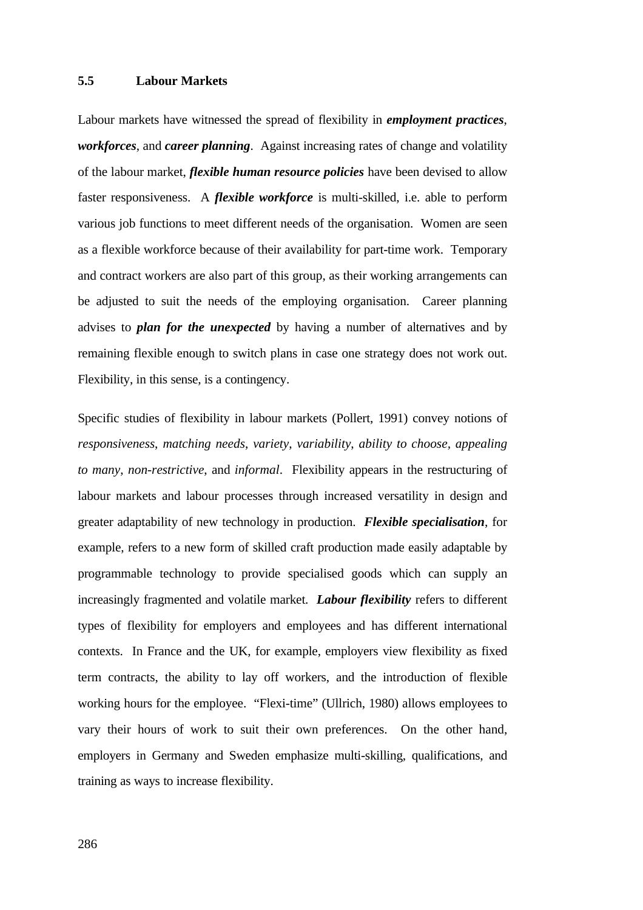## 5.5 Labour Markets

Labour markets have witnessed the spread of flexibility in ***employment practices***, ***workforces***, and ***career planning***. Against increasing rates of change and volatility of the labour market, ***flexible human resource policies*** have been devised to allow faster responsiveness. A ***flexible workforce*** is multi-skilled, i.e. able to perform various job functions to meet different needs of the organisation. Women are seen as a flexible workforce because of their availability for part-time work. Temporary and contract workers are also part of this group, as their working arrangements can be adjusted to suit the needs of the employing organisation. Career planning advises to ***plan for the unexpected*** by having a number of alternatives and by remaining flexible enough to switch plans in case one strategy does not work out. Flexibility, in this sense, is a contingency.

Specific studies of flexibility in labour markets (Pollert, 1991) convey notions of *responsiveness*, *matching needs*, *variety*, *variability*, *ability to choose*, *appealing to many*, *non-restrictive*, and *informal*. Flexibility appears in the restructuring of labour markets and labour processes through increased versatility in design and greater adaptability of new technology in production. ***Flexible specialisation***, for example, refers to a new form of skilled craft production made easily adaptable by programmable technology to provide specialised goods which can supply an increasingly fragmented and volatile market. ***Labour flexibility*** refers to different types of flexibility for employers and employees and has different international contexts. In France and the UK, for example, employers view flexibility as fixed term contracts, the ability to lay off workers, and the introduction of flexible working hours for the employee. "Flexi-time" (Ullrich, 1980) allows employees to vary their hours of work to suit their own preferences. On the other hand, employers in Germany and Sweden emphasize multi-skilling, qualifications, and training as ways to increase flexibility.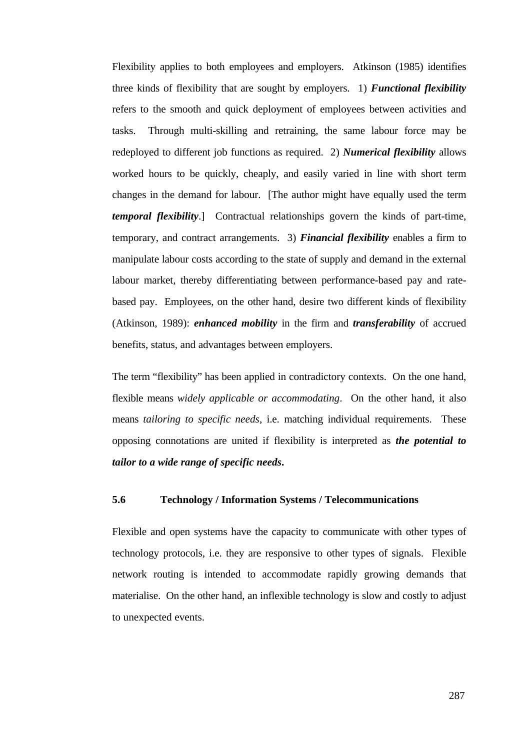Flexibility applies to both employees and employers. Atkinson (1985) identifies three kinds of flexibility that are sought by employers. 1) ***Functional flexibility*** refers to the smooth and quick deployment of employees between activities and tasks. Through multi-skilling and retraining, the same labour force may be redeployed to different job functions as required. 2) ***Numerical flexibility*** allows worked hours to be quickly, cheaply, and easily varied in line with short term changes in the demand for labour. [The author might have equally used the term ***temporal flexibility***.] Contractual relationships govern the kinds of part-time, temporary, and contract arrangements. 3) ***Financial flexibility*** enables a firm to manipulate labour costs according to the state of supply and demand in the external labour market, thereby differentiating between performance-based pay and rate-based pay. Employees, on the other hand, desire two different kinds of flexibility (Atkinson, 1989): ***enhanced mobility*** in the firm and ***transferability*** of accrued benefits, status, and advantages between employers.

The term "flexibility" has been applied in contradictory contexts. On the one hand, flexible means *widely applicable or accommodating*. On the other hand, it also means *tailoring to specific needs*, i.e. matching individual requirements. These opposing connotations are united if flexibility is interpreted as ***the potential to tailor to a wide range of specific needs.***

### 5.6 Technology / Information Systems / Telecommunications

Flexible and open systems have the capacity to communicate with other types of technology protocols, i.e. they are responsive to other types of signals. Flexible network routing is intended to accommodate rapidly growing demands that materialise. On the other hand, an inflexible technology is slow and costly to adjust to unexpected events.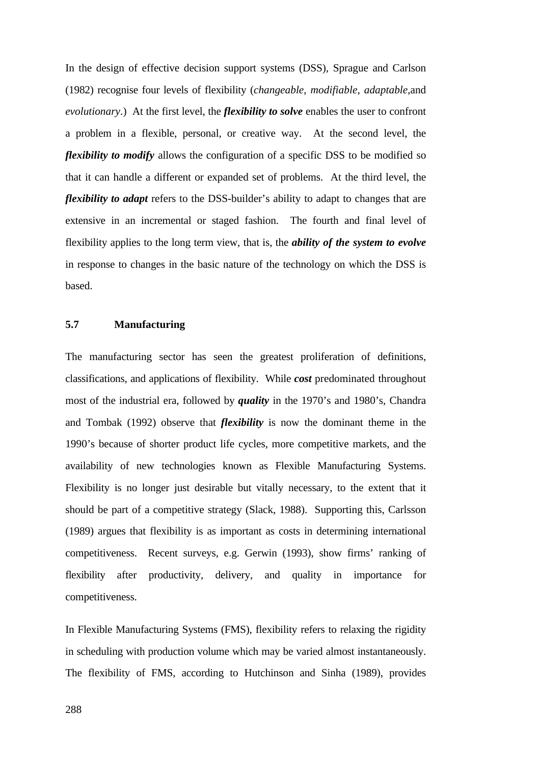In the design of effective decision support systems (DSS), Sprague and Carlson (1982) recognise four levels of flexibility (*changeable*, *modifiable*, *adaptable,*and *evolutionary*.) At the first level, the ***flexibility to solve*** enables the user to confront a problem in a flexible, personal, or creative way. At the second level, the ***flexibility to modify*** allows the configuration of a specific DSS to be modified so that it can handle a different or expanded set of problems. At the third level, the ***flexibility to adapt*** refers to the DSS-builder's ability to adapt to changes that are extensive in an incremental or staged fashion. The fourth and final level of flexibility applies to the long term view, that is, the ***ability of the system to evolve*** in response to changes in the basic nature of the technology on which the DSS is based.

### 5.7 Manufacturing

The manufacturing sector has seen the greatest proliferation of definitions, classifications, and applications of flexibility. While ***cost*** predominated throughout most of the industrial era, followed by ***quality*** in the 1970's and 1980's, Chandra and Tombak (1992) observe that ***flexibility*** is now the dominant theme in the 1990's because of shorter product life cycles, more competitive markets, and the availability of new technologies known as Flexible Manufacturing Systems. Flexibility is no longer just desirable but vitally necessary, to the extent that it should be part of a competitive strategy (Slack, 1988). Supporting this, Carlsson (1989) argues that flexibility is as important as costs in determining international competitiveness. Recent surveys, e.g. Gerwin (1993), show firms' ranking of flexibility after productivity, delivery, and quality in importance for competitiveness.

In Flexible Manufacturing Systems (FMS), flexibility refers to relaxing the rigidity in scheduling with production volume which may be varied almost instantaneously. The flexibility of FMS, according to Hutchinson and Sinha (1989), provides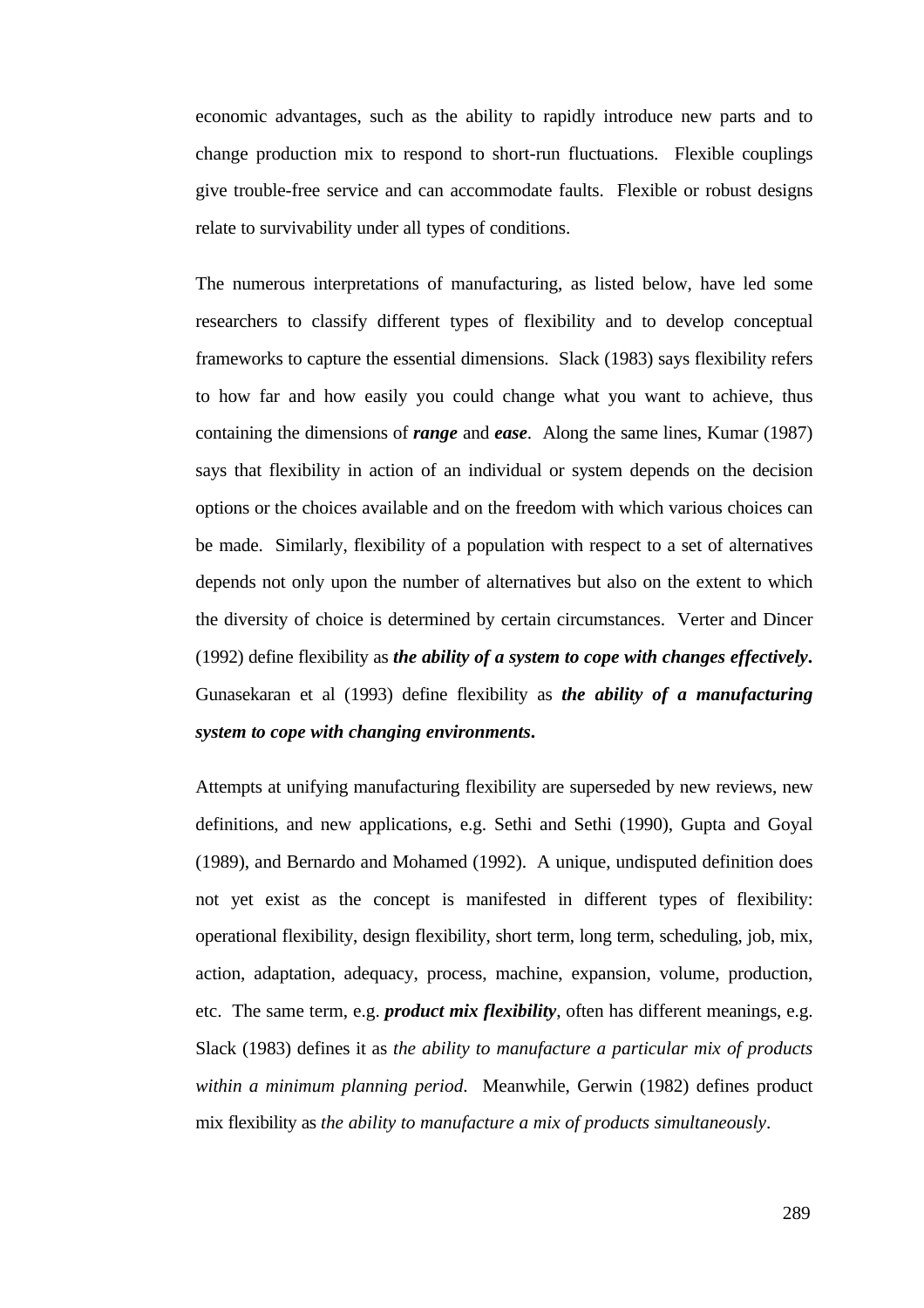economic advantages, such as the ability to rapidly introduce new parts and to change production mix to respond to short-run fluctuations. Flexible couplings give trouble-free service and can accommodate faults. Flexible or robust designs relate to survivability under all types of conditions.

The numerous interpretations of manufacturing, as listed below, have led some researchers to classify different types of flexibility and to develop conceptual frameworks to capture the essential dimensions. Slack (1983) says flexibility refers to how far and how easily you could change what you want to achieve, thus containing the dimensions of ***range*** and ***ease***. Along the same lines, Kumar (1987) says that flexibility in action of an individual or system depends on the decision options or the choices available and on the freedom with which various choices can be made. Similarly, flexibility of a population with respect to a set of alternatives depends not only upon the number of alternatives but also on the extent to which the diversity of choice is determined by certain circumstances. Verter and Dincer (1992) define flexibility as ***the ability of a system to cope with changes effectively***. Gunasekaran et al (1993) define flexibility as ***the ability of a manufacturing system to cope with changing environments***.

Attempts at unifying manufacturing flexibility are superseded by new reviews, new definitions, and new applications, e.g. Sethi and Sethi (1990), Gupta and Goyal (1989), and Bernardo and Mohamed (1992). A unique, undisputed definition does not yet exist as the concept is manifested in different types of flexibility: operational flexibility, design flexibility, short term, long term, scheduling, job, mix, action, adaptation, adequacy, process, machine, expansion, volume, production, etc. The same term, e.g. ***product mix flexibility***, often has different meanings, e.g. Slack (1983) defines it as *the ability to manufacture a particular mix of products within a minimum planning period*. Meanwhile, Gerwin (1982) defines product mix flexibility as *the ability to manufacture a mix of products simultaneously*.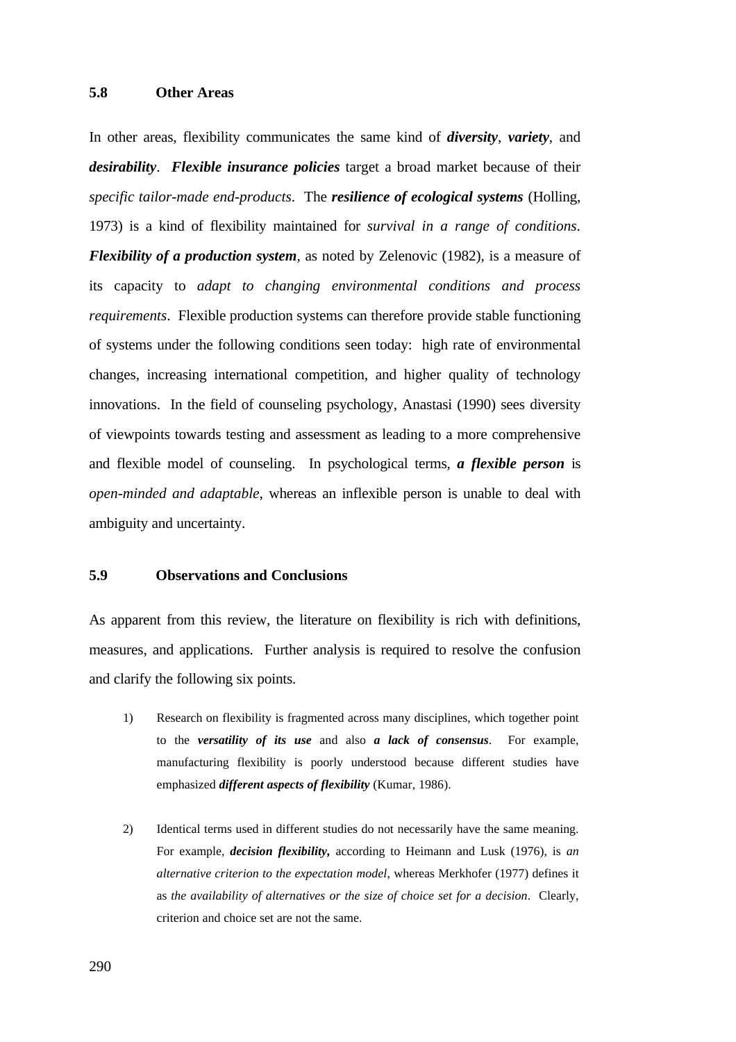## 5.8 Other Areas

In other areas, flexibility communicates the same kind of ***diversity***, ***variety***, and ***desirability***. ***Flexible insurance policies*** target a broad market because of their *specific tailor-made end-products*. The ***resilience of ecological systems*** (Holling, 1973) is a kind of flexibility maintained for *survival in a range of conditions*. ***Flexibility of a production system***, as noted by Zelenovic (1982), is a measure of its capacity to *adapt to changing environmental conditions and process requirements*. Flexible production systems can therefore provide stable functioning of systems under the following conditions seen today: high rate of environmental changes, increasing international competition, and higher quality of technology innovations. In the field of counseling psychology, Anastasi (1990) sees diversity of viewpoints towards testing and assessment as leading to a more comprehensive and flexible model of counseling. In psychological terms, ***a flexible person*** is *open-minded and adaptable*, whereas an inflexible person is unable to deal with ambiguity and uncertainty.

## 5.9 Observations and Conclusions

As apparent from this review, the literature on flexibility is rich with definitions, measures, and applications. Further analysis is required to resolve the confusion and clarify the following six points.

1) Research on flexibility is fragmented across many disciplines, which together point to the ***versatility of its use*** and also ***a lack of consensus***. For example, manufacturing flexibility is poorly understood because different studies have emphasized ***different aspects of flexibility*** (Kumar, 1986).

2) Identical terms used in different studies do not necessarily have the same meaning. For example, ***decision flexibility***, according to Heimann and Lusk (1976), is *an alternative criterion to the expectation model*, whereas Merkhofer (1977) defines it as *the availability of alternatives or the size of choice set for a decision*. Clearly, criterion and choice set are not the same.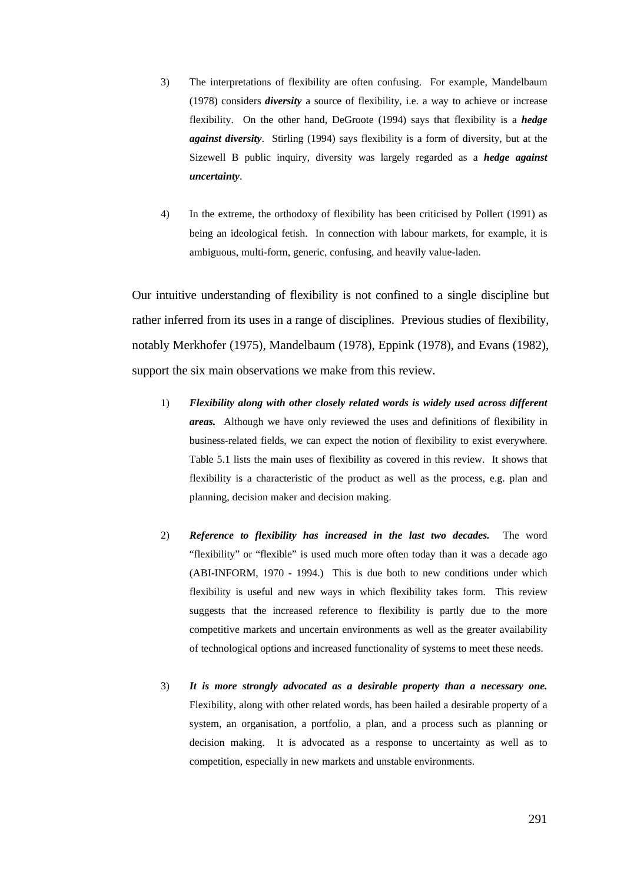3) The interpretations of flexibility are often confusing. For example, Mandelbaum (1978) considers ***diversity*** a source of flexibility, i.e. a way to achieve or increase flexibility. On the other hand, DeGroote (1994) says that flexibility is a ***hedge against diversity***. Stirling (1994) says flexibility is a form of diversity, but at the Sizewell B public inquiry, diversity was largely regarded as a ***hedge against uncertainty***.

4) In the extreme, the orthodoxy of flexibility has been criticised by Pollert (1991) as being an ideological fetish. In connection with labour markets, for example, it is ambiguous, multi-form, generic, confusing, and heavily value-laden.

Our intuitive understanding of flexibility is not confined to a single discipline but rather inferred from its uses in a range of disciplines. Previous studies of flexibility, notably Merkhofer (1975), Mandelbaum (1978), Eppink (1978), and Evans (1982), support the six main observations we make from this review.

1) ***Flexibility along with other closely related words is widely used across different areas.*** Although we have only reviewed the uses and definitions of flexibility in business-related fields, we can expect the notion of flexibility to exist everywhere. Table 5.1 lists the main uses of flexibility as covered in this review. It shows that flexibility is a characteristic of the product as well as the process, e.g. plan and planning, decision maker and decision making.

2) ***Reference to flexibility has increased in the last two decades.*** The word "flexibility" or "flexible" is used much more often today than it was a decade ago (ABI-INFORM, 1970 - 1994.) This is due both to new conditions under which flexibility is useful and new ways in which flexibility takes form. This review suggests that the increased reference to flexibility is partly due to the more competitive markets and uncertain environments as well as the greater availability of technological options and increased functionality of systems to meet these needs.

3) ***It is more strongly advocated as a desirable property than a necessary one.*** Flexibility, along with other related words, has been hailed a desirable property of a system, an organisation, a portfolio, a plan, and a process such as planning or decision making. It is advocated as a response to uncertainty as well as to competition, especially in new markets and unstable environments.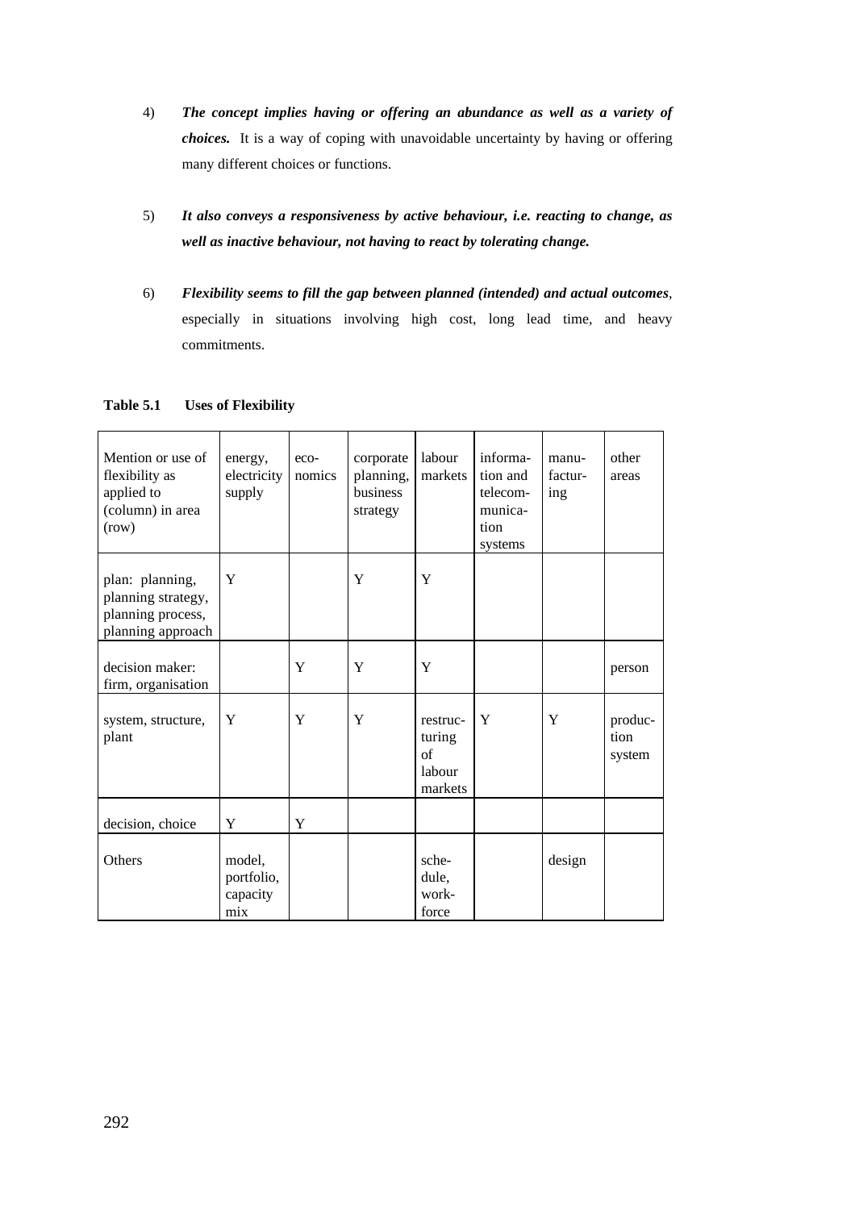4) ***The concept implies having or offering an abundance as well as a variety of choices.*** It is a way of coping with unavoidable uncertainty by having or offering many different choices or functions.

5) ***It also conveys a responsiveness by active behaviour, i.e. reacting to change, as well as inactive behaviour, not having to react by tolerating change.***

6) ***Flexibility seems to fill the gap between planned (intended) and actual outcomes***, especially in situations involving high cost, long lead time, and heavy commitments.

**Table 5.1 Uses of Flexibility**

| Mention or use of flexibility as applied to (column) in area (row) | energy, electricity supply | economics | corporate planning, business strategy | labour markets | information and telecommunication systems | manufacturing | other areas |
|---|---|---|---|---|---|---|---|
| plan: planning, planning strategy, planning process, planning approach | Y | | Y | Y | | | |
| decision maker: firm, organisation | | Y | Y | Y | | | person |
| system, structure, plant | Y | Y | Y | restructuring of labour markets | Y | Y | production system |
| decision, choice | Y | Y | | | | | |
| Others | model, portfolio, capacity mix | | | schedule, workforce | | design | |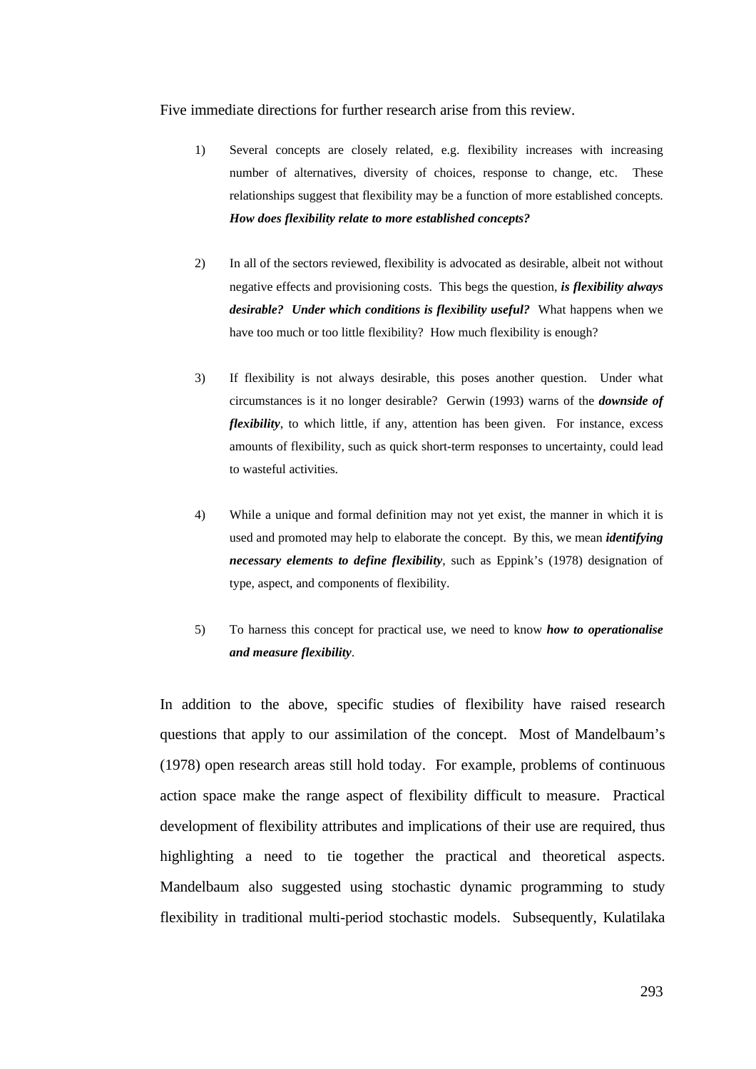Five immediate directions for further research arise from this review.

1) Several concepts are closely related, e.g. flexibility increases with increasing number of alternatives, diversity of choices, response to change, etc. These relationships suggest that flexibility may be a function of more established concepts. ***How does flexibility relate to more established concepts?***

2) In all of the sectors reviewed, flexibility is advocated as desirable, albeit not without negative effects and provisioning costs. This begs the question, ***is flexibility always desirable? Under which conditions is flexibility useful?*** What happens when we have too much or too little flexibility? How much flexibility is enough?

3) If flexibility is not always desirable, this poses another question. Under what circumstances is it no longer desirable? Gerwin (1993) warns of the ***downside of flexibility***, to which little, if any, attention has been given. For instance, excess amounts of flexibility, such as quick short-term responses to uncertainty, could lead to wasteful activities.

4) While a unique and formal definition may not yet exist, the manner in which it is used and promoted may help to elaborate the concept. By this, we mean ***identifying necessary elements to define flexibility***, such as Eppink's (1978) designation of type, aspect, and components of flexibility.

5) To harness this concept for practical use, we need to know ***how to operationalise and measure flexibility***.

In addition to the above, specific studies of flexibility have raised research questions that apply to our assimilation of the concept. Most of Mandelbaum's (1978) open research areas still hold today. For example, problems of continuous action space make the range aspect of flexibility difficult to measure. Practical development of flexibility attributes and implications of their use are required, thus highlighting a need to tie together the practical and theoretical aspects. Mandelbaum also suggested using stochastic dynamic programming to study flexibility in traditional multi-period stochastic models. Subsequently, Kulatilaka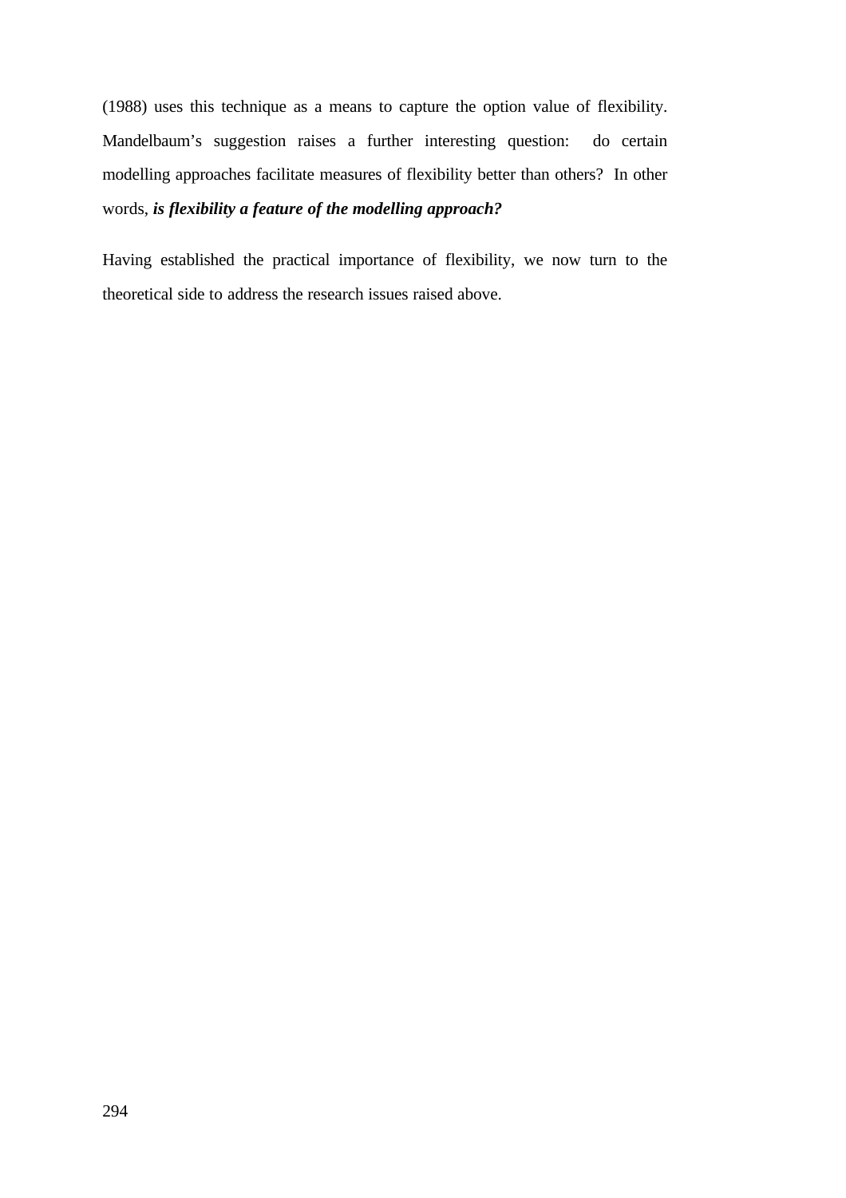(1988) uses this technique as a means to capture the option value of flexibility. Mandelbaum's suggestion raises a further interesting question: do certain modelling approaches facilitate measures of flexibility better than others? In other words, ***is flexibility a feature of the modelling approach?***

Having established the practical importance of flexibility, we now turn to the theoretical side to address the research issues raised above.